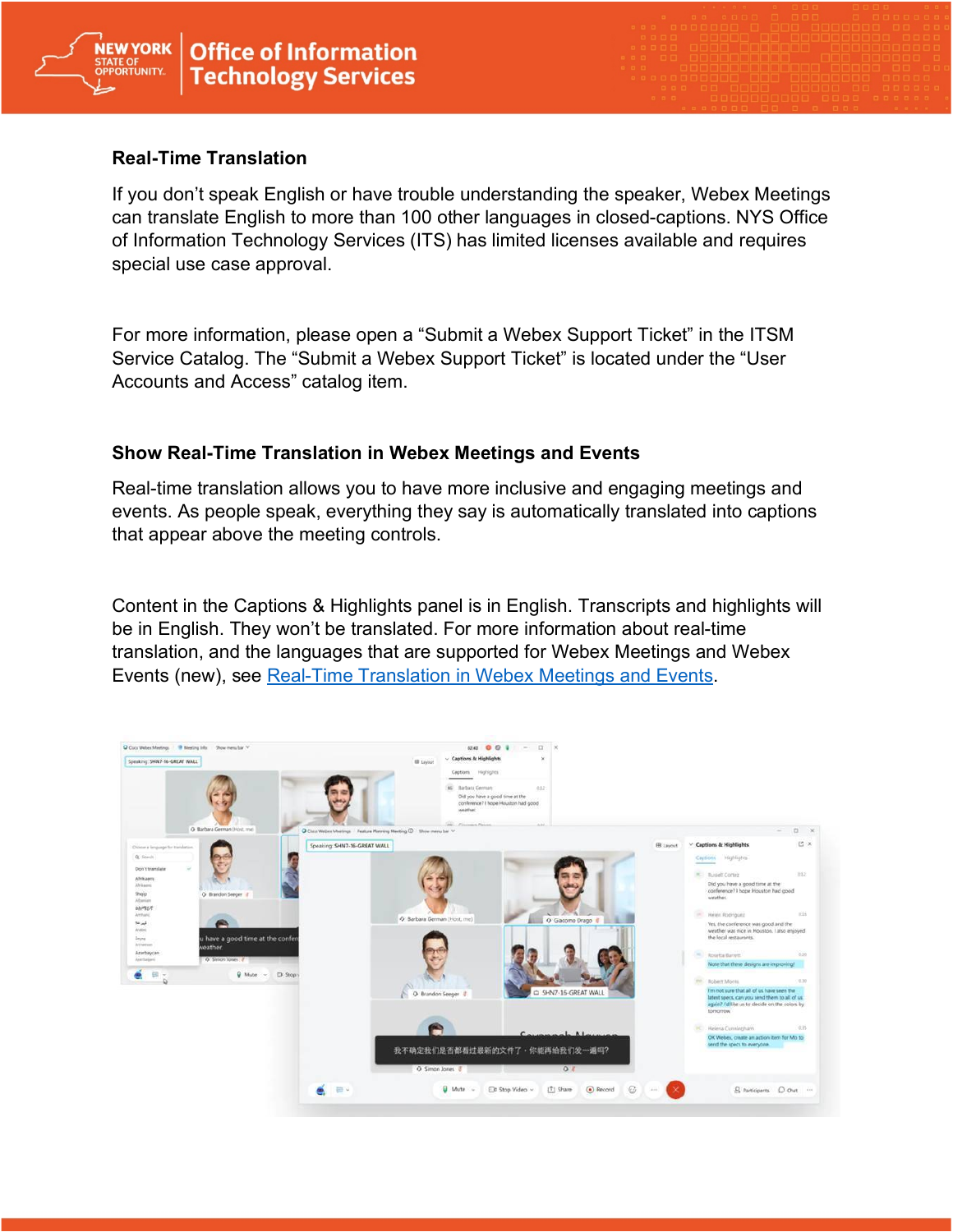## Real-Time Translation

If you don't speak English or have trouble understanding the speaker, Webex Meetings can translate English to more than 100 other languages in closed-captions. NYS Office of Information Technology Services (ITS) has limited licenses available and requires special use case approval.

For more information, please open a "Submit a Webex Support Ticket" in the ITSM Service Catalog. The "Submit a Webex Support Ticket" is located under the "User Accounts and Access" catalog item.

## Show Real-Time Translation in Webex Meetings and Events

Real-time translation allows you to have more inclusive and engaging meetings and events. As people speak, everything they say is automatically translated into captions that appear above the meeting controls.

Content in the Captions & Highlights panel is in English. Transcripts and highlights will be in English. They won't be translated. For more information about real-time translation, and the languages that are supported for Webex Meetings and Webex Events (new), see Real-Time Translation in Webex Meetings and Events.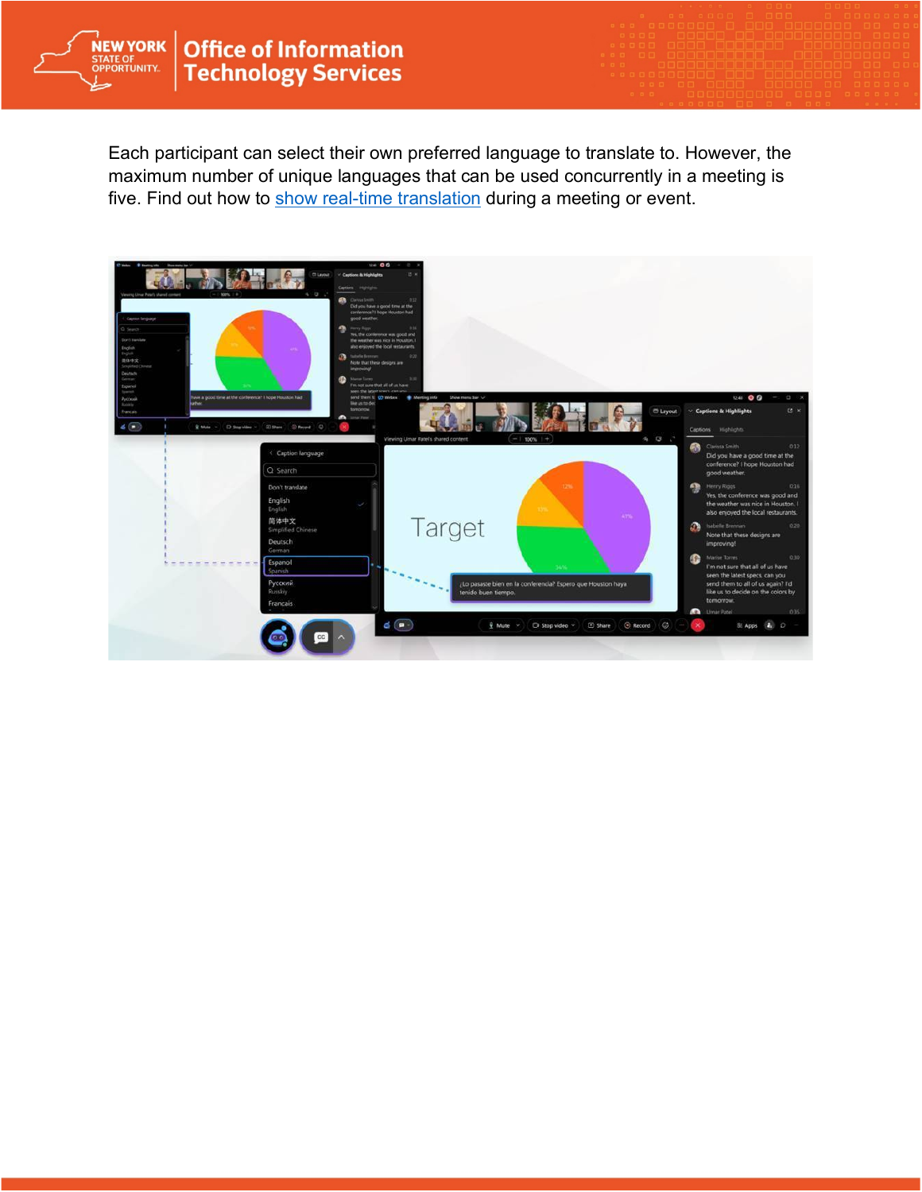Each participant can select their own preferred language to translate to. However, the maximum number of unique languages that can be used concurrently in a meeting is five. Find out how to show real-time translation during a meeting or event.